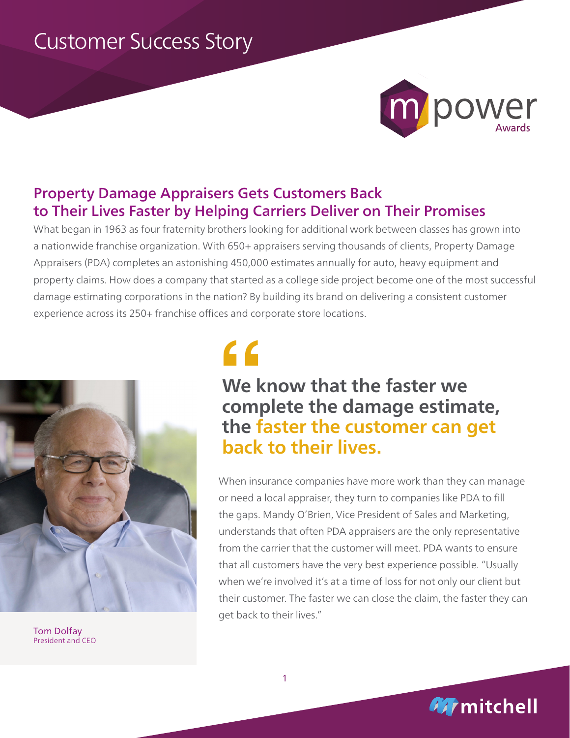# Customer Success Story

mpower Awards

## Property Damage Appraisers Gets Customers Back to Their Lives Faster by Helping Carriers Deliver on Their Promises

What began in 1963 as four fraternity brothers looking for additional work between classes has grown into a nationwide franchise organization. With 650+ appraisers serving thousands of clients, Property Damage Appraisers (PDA) completes an astonishing 450,000 estimates annually for auto, heavy equipment and property claims. How does a company that started as a college side project become one of the most successful damage estimating corporations in the nation? By building its brand on delivering a consistent customer experience across its 250+ franchise offices and corporate store locations.

> **We know that the faster we complete the damage estimate, the faster the customer can get back to their lives.**

Tom Dolfay
President and CEO

When insurance companies have more work than they can manage or need a local appraiser, they turn to companies like PDA to fill the gaps. Mandy O'Brien, Vice President of Sales and Marketing, understands that often PDA appraisers are the only representative from the carrier that the customer will meet. PDA wants to ensure that all customers have the very best experience possible. "Usually when we're involved it's at a time of loss for not only our client but their customer. The faster we can close the claim, the faster they can get back to their lives."

mitchell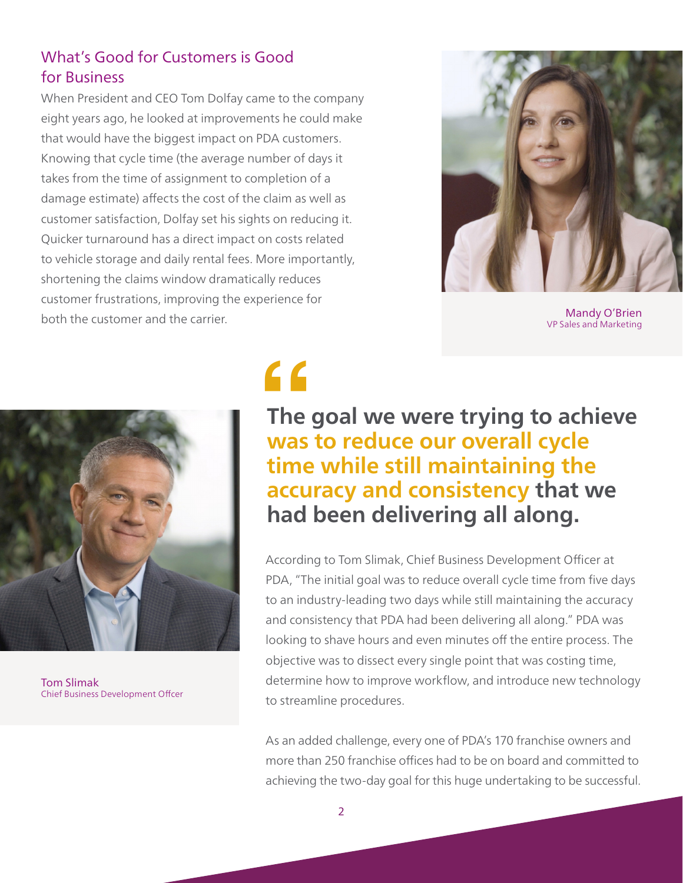## What's Good for Customers is Good for Business

When President and CEO Tom Dolfay came to the company eight years ago, he looked at improvements he could make that would have the biggest impact on PDA customers. Knowing that cycle time (the average number of days it takes from the time of assignment to completion of a damage estimate) affects the cost of the claim as well as customer satisfaction, Dolfay set his sights on reducing it. Quicker turnaround has a direct impact on costs related to vehicle storage and daily rental fees. More importantly, shortening the claims window dramatically reduces customer frustrations, improving the experience for both the customer and the carrier.

Mandy O'Brien
VP Sales and Marketing

Tom Slimak
Chief Business Development Offcer

> **"The goal we were trying to achieve was to reduce our overall cycle time while still maintaining the accuracy and consistency that we had been delivering all along.**

According to Tom Slimak, Chief Business Development Officer at PDA, "The initial goal was to reduce overall cycle time from five days to an industry-leading two days while still maintaining the accuracy and consistency that PDA had been delivering all along." PDA was looking to shave hours and even minutes off the entire process. The objective was to dissect every single point that was costing time, determine how to improve workflow, and introduce new technology to streamline procedures.

As an added challenge, every one of PDA's 170 franchise owners and more than 250 franchise offices had to be on board and committed to achieving the two-day goal for this huge undertaking to be successful.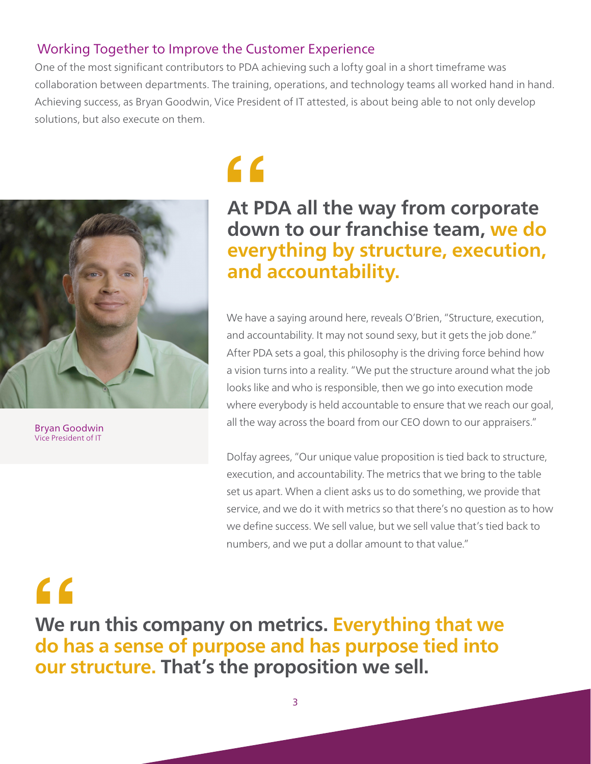## Working Together to Improve the Customer Experience

One of the most significant contributors to PDA achieving such a lofty goal in a short timeframe was collaboration between departments. The training, operations, and technology teams all worked hand in hand. Achieving success, as Bryan Goodwin, Vice President of IT attested, is about being able to not only develop solutions, but also execute on them.

Bryan Goodwin
Vice President of IT

> **At PDA all the way from corporate down to our franchise team, we do everything by structure, execution, and accountability.**

We have a saying around here, reveals O'Brien, "Structure, execution, and accountability. It may not sound sexy, but it gets the job done." After PDA sets a goal, this philosophy is the driving force behind how a vision turns into a reality. "We put the structure around what the job looks like and who is responsible, then we go into execution mode where everybody is held accountable to ensure that we reach our goal, all the way across the board from our CEO down to our appraisers."

Dolfay agrees, "Our unique value proposition is tied back to structure, execution, and accountability. The metrics that we bring to the table set us apart. When a client asks us to do something, we provide that service, and we do it with metrics so that there's no question as to how we define success. We sell value, but we sell value that's tied back to numbers, and we put a dollar amount to that value."

> **We run this company on metrics. Everything that we do has a sense of purpose and has purpose tied into our structure. That's the proposition we sell.**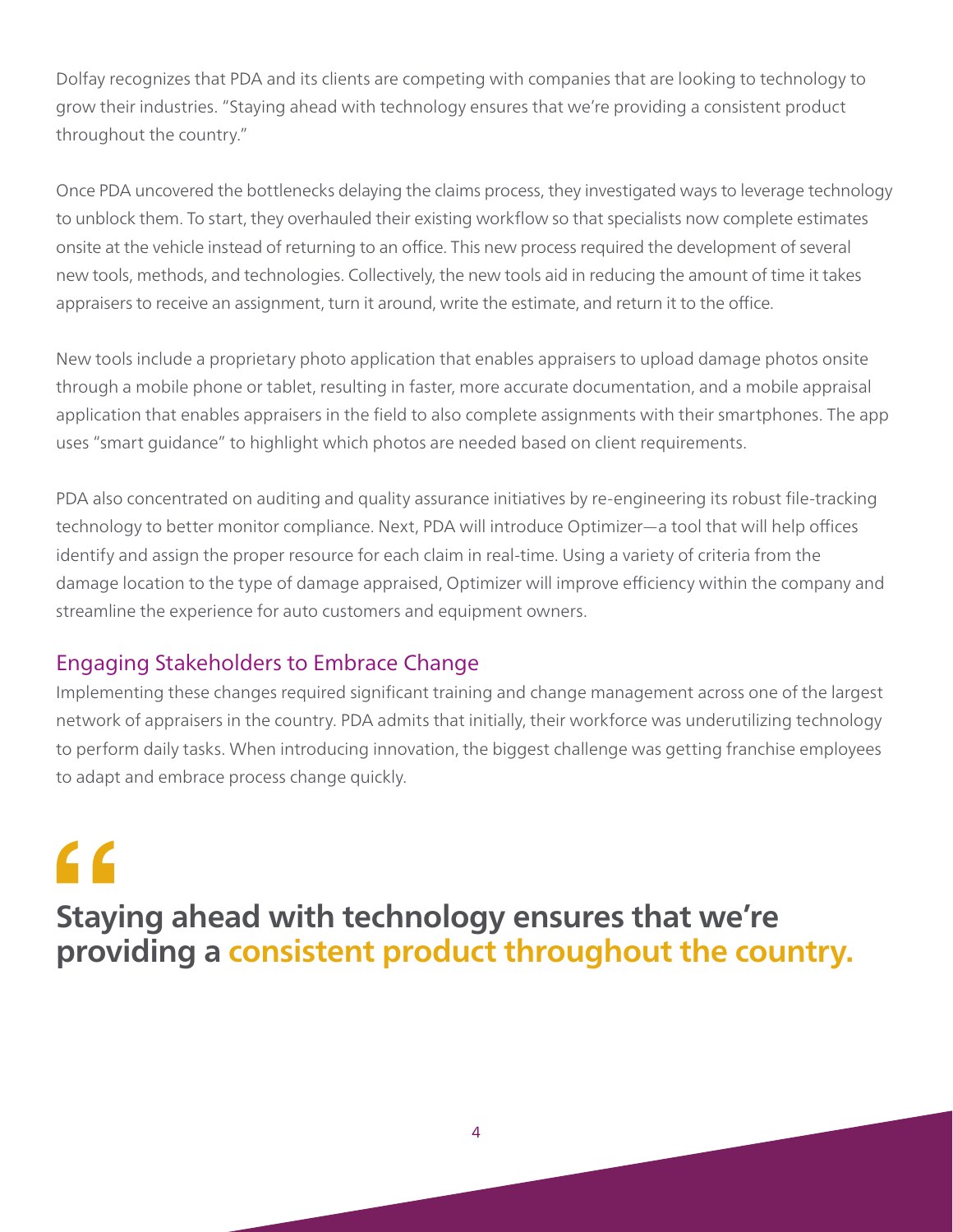Dolfay recognizes that PDA and its clients are competing with companies that are looking to technology to grow their industries. "Staying ahead with technology ensures that we're providing a consistent product throughout the country."

Once PDA uncovered the bottlenecks delaying the claims process, they investigated ways to leverage technology to unblock them. To start, they overhauled their existing workflow so that specialists now complete estimates onsite at the vehicle instead of returning to an office. This new process required the development of several new tools, methods, and technologies. Collectively, the new tools aid in reducing the amount of time it takes appraisers to receive an assignment, turn it around, write the estimate, and return it to the office.

New tools include a proprietary photo application that enables appraisers to upload damage photos onsite through a mobile phone or tablet, resulting in faster, more accurate documentation, and a mobile appraisal application that enables appraisers in the field to also complete assignments with their smartphones. The app uses "smart guidance" to highlight which photos are needed based on client requirements.

PDA also concentrated on auditing and quality assurance initiatives by re-engineering its robust file-tracking technology to better monitor compliance. Next, PDA will introduce Optimizer—a tool that will help offices identify and assign the proper resource for each claim in real-time. Using a variety of criteria from the damage location to the type of damage appraised, Optimizer will improve efficiency within the company and streamline the experience for auto customers and equipment owners.

## Engaging Stakeholders to Embrace Change

Implementing these changes required significant training and change management across one of the largest network of appraisers in the country. PDA admits that initially, their workforce was underutilizing technology to perform daily tasks. When introducing innovation, the biggest challenge was getting franchise employees to adapt and embrace process change quickly.

> **Staying ahead with technology ensures that we're providing a consistent product throughout the country.**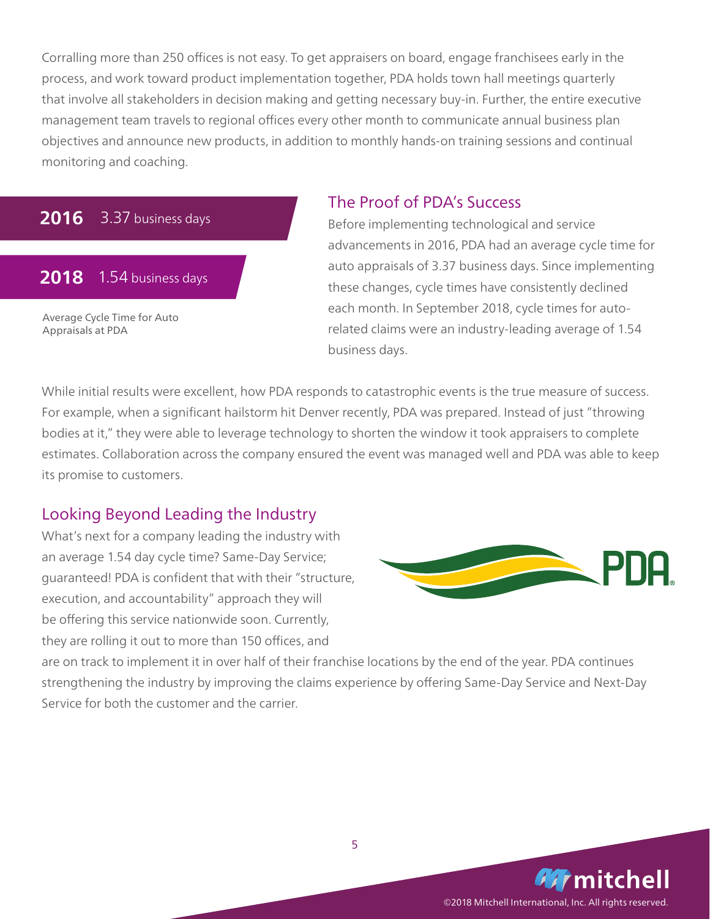Corralling more than 250 offices is not easy. To get appraisers on board, engage franchisees early in the process, and work toward product implementation together, PDA holds town hall meetings quarterly that involve all stakeholders in decision making and getting necessary buy-in. Further, the entire executive management team travels to regional offices every other month to communicate annual business plan objectives and announce new products, in addition to monthly hands-on training sessions and continual monitoring and coaching.

**2016** 3.37 business days

**2018** 1.54 business days

Average Cycle Time for Auto Appraisals at PDA

## The Proof of PDA's Success

Before implementing technological and service advancements in 2016, PDA had an average cycle time for auto appraisals of 3.37 business days. Since implementing these changes, cycle times have consistently declined each month. In September 2018, cycle times for auto-related claims were an industry-leading average of 1.54 business days.

While initial results were excellent, how PDA responds to catastrophic events is the true measure of success. For example, when a significant hailstorm hit Denver recently, PDA was prepared. Instead of just "throwing bodies at it," they were able to leverage technology to shorten the window it took appraisers to complete estimates. Collaboration across the company ensured the event was managed well and PDA was able to keep its promise to customers.

## Looking Beyond Leading the Industry

What's next for a company leading the industry with an average 1.54 day cycle time? Same-Day Service; guaranteed! PDA is confident that with their "structure, execution, and accountability" approach they will be offering this service nationwide soon. Currently, they are rolling it out to more than 150 offices, and are on track to implement it in over half of their franchise locations by the end of the year. PDA continues strengthening the industry by improving the claims experience by offering Same-Day Service and Next-Day Service for both the customer and the carrier.

©2018 Mitchell International, Inc. All rights reserved.